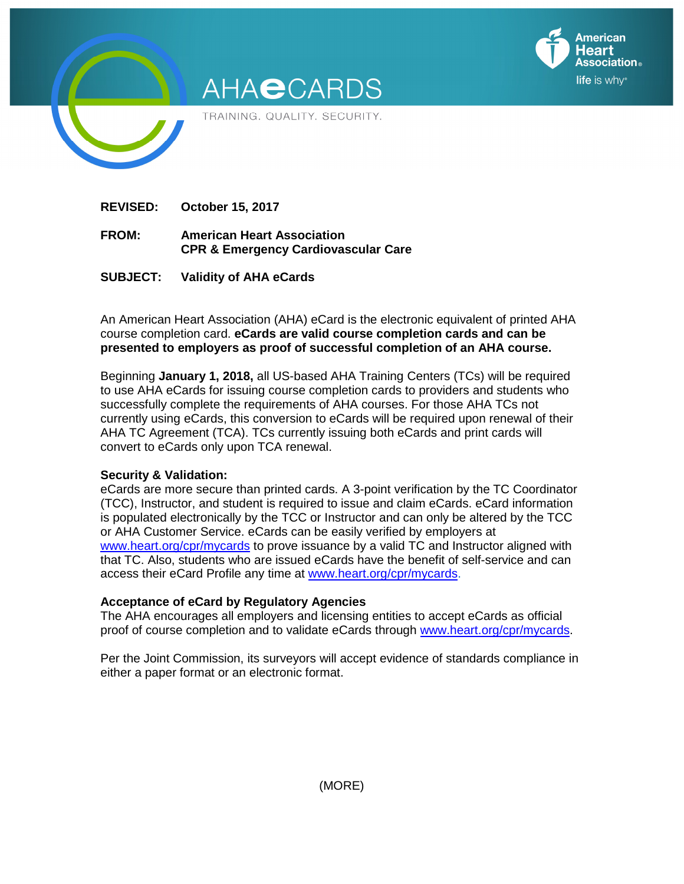AHA eCARDS

TRAINING. QUALITY. SECURITY.

American Heart Association
life is why

**REVISED:** **October 15, 2017**

**FROM:** **American Heart Association**
**CPR & Emergency Cardiovascular Care**

**SUBJECT:** **Validity of AHA eCards**

An American Heart Association (AHA) eCard is the electronic equivalent of printed AHA course completion card. **eCards are valid course completion cards and can be presented to employers as proof of successful completion of an AHA course.**

Beginning **January 1, 2018,** all US-based AHA Training Centers (TCs) will be required to use AHA eCards for issuing course completion cards to providers and students who successfully complete the requirements of AHA courses. For those AHA TCs not currently using eCards, this conversion to eCards will be required upon renewal of their AHA TC Agreement (TCA). TCs currently issuing both eCards and print cards will convert to eCards only upon TCA renewal.

**Security & Validation:**
eCards are more secure than printed cards. A 3-point verification by the TC Coordinator (TCC), Instructor, and student is required to issue and claim eCards. eCard information is populated electronically by the TCC or Instructor and can only be altered by the TCC or AHA Customer Service. eCards can be easily verified by employers at www.heart.org/cpr/mycards to prove issuance by a valid TC and Instructor aligned with that TC. Also, students who are issued eCards have the benefit of self-service and can access their eCard Profile any time at www.heart.org/cpr/mycards.

**Acceptance of eCard by Regulatory Agencies**
The AHA encourages all employers and licensing entities to accept eCards as official proof of course completion and to validate eCards through www.heart.org/cpr/mycards.

Per the Joint Commission, its surveyors will accept evidence of standards compliance in either a paper format or an electronic format.

(MORE)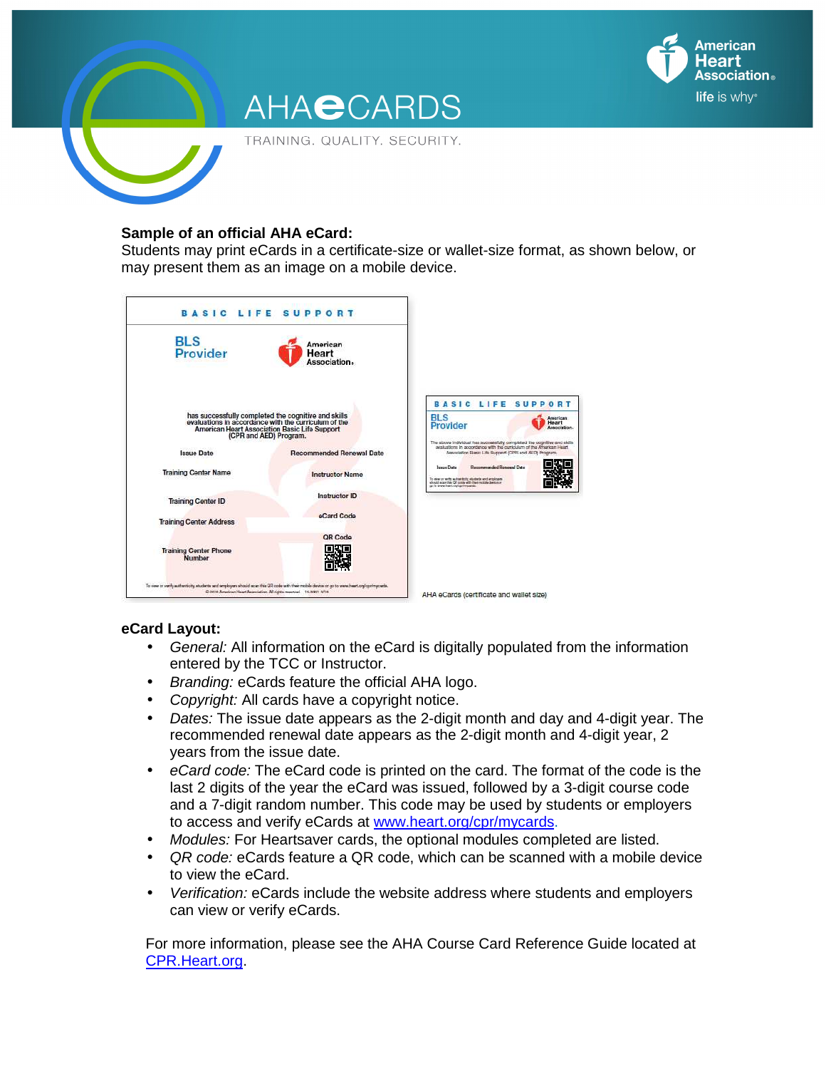AHA eCARDS

TRAINING. QUALITY. SECURITY.

American Heart Association®

life is why®

**Sample of an official AHA eCard:**
Students may print eCards in a certificate-size or wallet-size format, as shown below, or may present them as an image on a mobile device.

BASIC LIFE SUPPORT

BLS Provider

American Heart Association.

has successfully completed the cognitive and skills evaluations in accordance with the curriculum of the American Heart Association Basic Life Support (CPR and AED) Program.

Issue Date

Recommended Renewal Date

Training Center Name

Instructor Name

Instructor ID

Training Center ID

eCard Code

Training Center Address

QR Code

Training Center Phone Number

AHA eCards (certificate and wallet size)

**eCard Layout:**

- *General:* All information on the eCard is digitally populated from the information entered by the TCC or Instructor.
- *Branding:* eCards feature the official AHA logo.
- *Copyright:* All cards have a copyright notice.
- *Dates:* The issue date appears as the 2-digit month and day and 4-digit year. The recommended renewal date appears as the 2-digit month and 4-digit year, 2 years from the issue date.
- *eCard code:* The eCard code is printed on the card. The format of the code is the last 2 digits of the year the eCard was issued, followed by a 3-digit course code and a 7-digit random number. This code may be used by students or employers to access and verify eCards at www.heart.org/cpr/mycards.
- *Modules:* For Heartsaver cards, the optional modules completed are listed.
- *QR code:* eCards feature a QR code, which can be scanned with a mobile device to view the eCard.
- *Verification:* eCards include the website address where students and employers can view or verify eCards.

For more information, please see the AHA Course Card Reference Guide located at CPR.Heart.org.